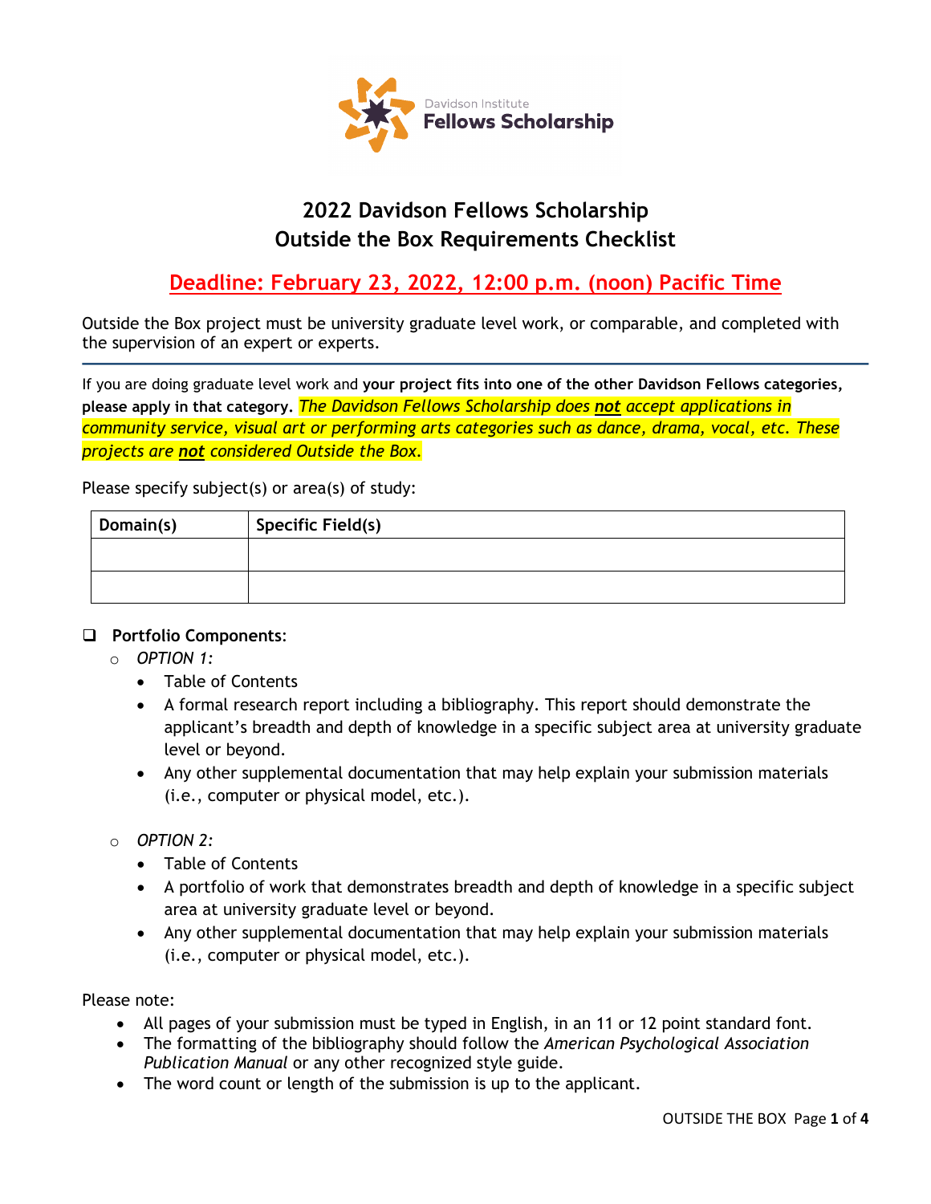Davidson Institute
Fellows Scholarship

# 2022 Davidson Fellows Scholarship
# Outside the Box Requirements Checklist

## Deadline: February 23, 2022, 12:00 p.m. (noon) Pacific Time

Outside the Box project must be university graduate level work, or comparable, and completed with the supervision of an expert or experts.

---

If you are doing graduate level work and **your project fits into one of the other Davidson Fellows categories, please apply in that category.** *The Davidson Fellows Scholarship does **not** accept applications in community service, visual art or performing arts categories such as dance, drama, vocal, etc. These projects are **not** considered Outside the Box.*

Please specify subject(s) or area(s) of study:

| Domain(s) | Specific Field(s) |
|---|---|
| | |
| | |

- [ ] **Portfolio Components**:
  - *OPTION 1:*
    - Table of Contents
    - A formal research report including a bibliography. This report should demonstrate the applicant's breadth and depth of knowledge in a specific subject area at university graduate level or beyond.
    - Any other supplemental documentation that may help explain your submission materials (i.e., computer or physical model, etc.).
  - *OPTION 2:*
    - Table of Contents
    - A portfolio of work that demonstrates breadth and depth of knowledge in a specific subject area at university graduate level or beyond.
    - Any other supplemental documentation that may help explain your submission materials (i.e., computer or physical model, etc.).

Please note:

- All pages of your submission must be typed in English, in an 11 or 12 point standard font.
- The formatting of the bibliography should follow the *American Psychological Association Publication Manual* or any other recognized style guide.
- The word count or length of the submission is up to the applicant.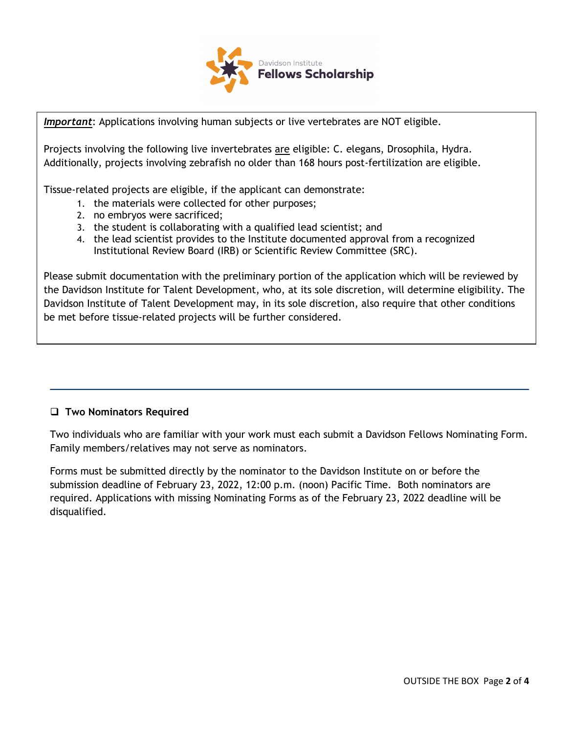***Important***: Applications involving human subjects or live vertebrates are NOT eligible.

Projects involving the following live invertebrates are eligible: C. elegans, Drosophila, Hydra. Additionally, projects involving zebrafish no older than 168 hours post-fertilization are eligible.

Tissue-related projects are eligible, if the applicant can demonstrate:

1. the materials were collected for other purposes;
2. no embryos were sacrificed;
3. the student is collaborating with a qualified lead scientist; and
4. the lead scientist provides to the Institute documented approval from a recognized Institutional Review Board (IRB) or Scientific Review Committee (SRC).

Please submit documentation with the preliminary portion of the application which will be reviewed by the Davidson Institute for Talent Development, who, at its sole discretion, will determine eligibility. The Davidson Institute of Talent Development may, in its sole discretion, also require that other conditions be met before tissue-related projects will be further considered.

---

- [ ] **Two Nominators Required**

Two individuals who are familiar with your work must each submit a Davidson Fellows Nominating Form. Family members/relatives may not serve as nominators.

Forms must be submitted directly by the nominator to the Davidson Institute on or before the submission deadline of February 23, 2022, 12:00 p.m. (noon) Pacific Time. Both nominators are required. Applications with missing Nominating Forms as of the February 23, 2022 deadline will be disqualified.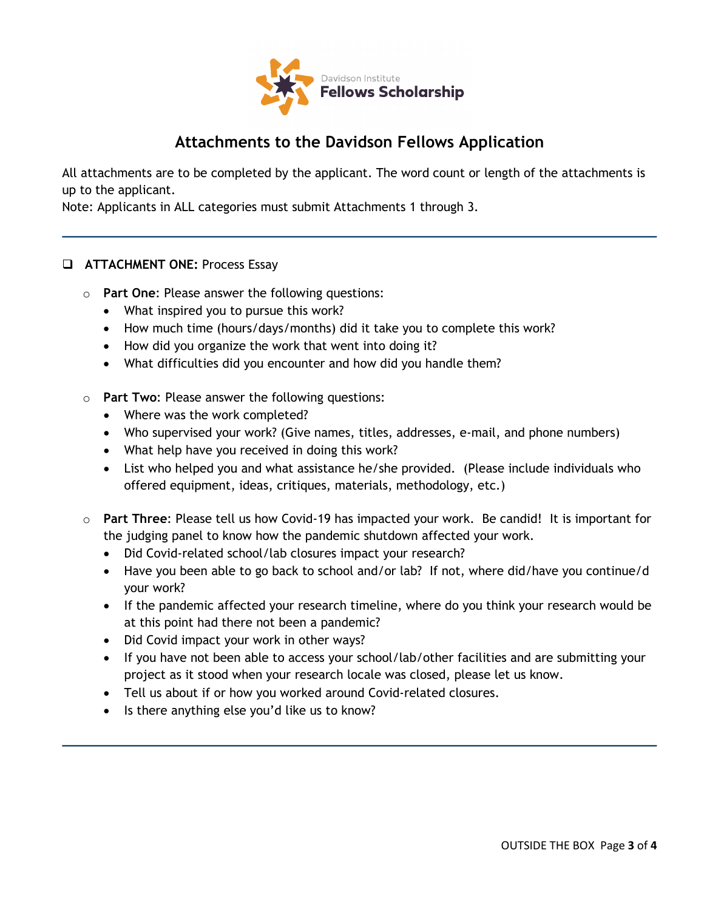Davidson Institute
**Fellows Scholarship**

## Attachments to the Davidson Fellows Application

All attachments are to be completed by the applicant. The word count or length of the attachments is up to the applicant.
Note: Applicants in ALL categories must submit Attachments 1 through 3.

---

- [ ] **ATTACHMENT ONE:** Process Essay
  - **Part One**: Please answer the following questions:
    - What inspired you to pursue this work?
    - How much time (hours/days/months) did it take you to complete this work?
    - How did you organize the work that went into doing it?
    - What difficulties did you encounter and how did you handle them?
  - **Part Two**: Please answer the following questions:
    - Where was the work completed?
    - Who supervised your work? (Give names, titles, addresses, e-mail, and phone numbers)
    - What help have you received in doing this work?
    - List who helped you and what assistance he/she provided. (Please include individuals who offered equipment, ideas, critiques, materials, methodology, etc.)
  - **Part Three**: Please tell us how Covid-19 has impacted your work. Be candid! It is important for the judging panel to know how the pandemic shutdown affected your work.
    - Did Covid-related school/lab closures impact your research?
    - Have you been able to go back to school and/or lab? If not, where did/have you continue/d your work?
    - If the pandemic affected your research timeline, where do you think your research would be at this point had there not been a pandemic?
    - Did Covid impact your work in other ways?
    - If you have not been able to access your school/lab/other facilities and are submitting your project as it stood when your research locale was closed, please let us know.
    - Tell us about if or how you worked around Covid-related closures.
    - Is there anything else you'd like us to know?

---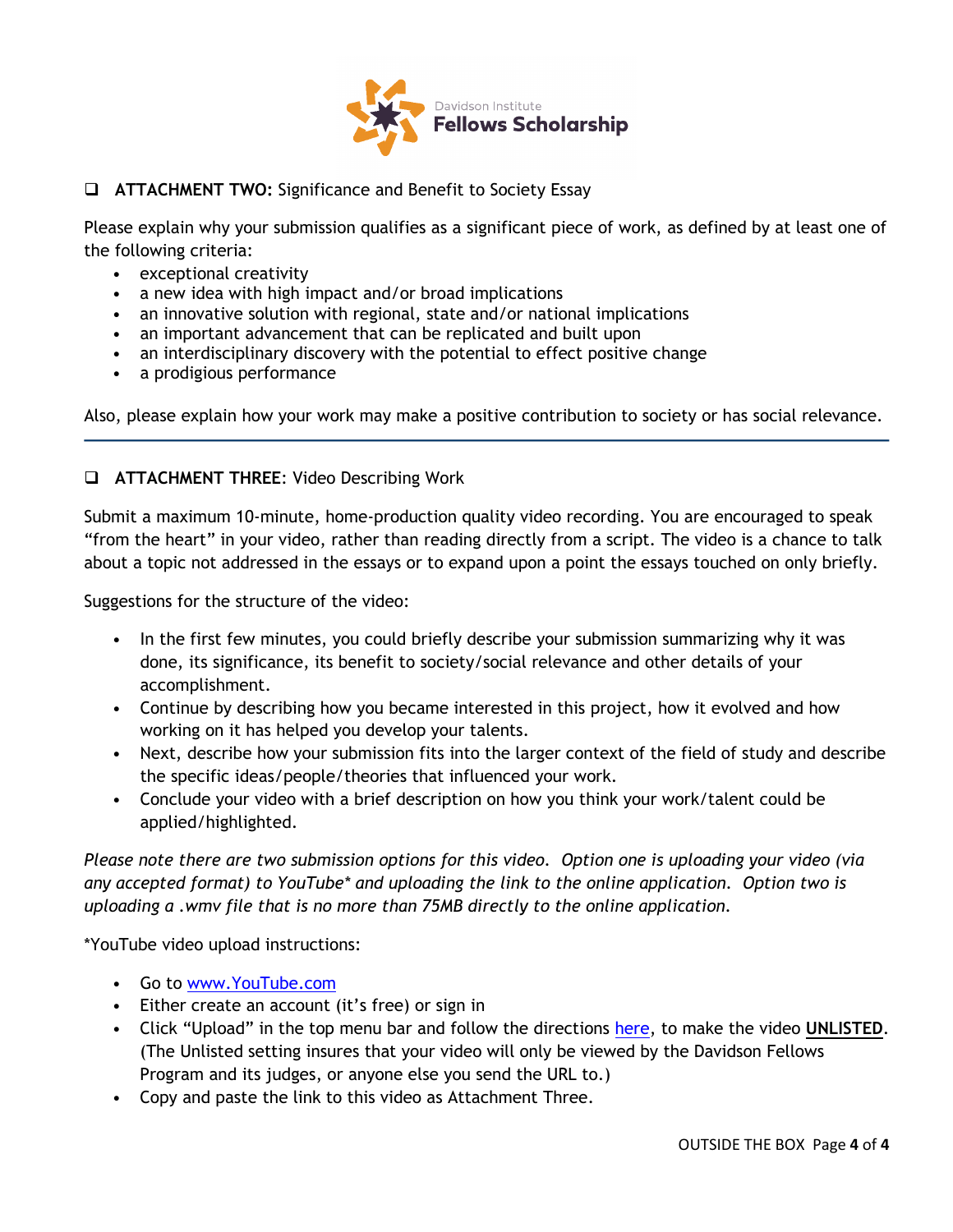Davidson Institute **Fellows Scholarship**

- [ ] **ATTACHMENT TWO:** Significance and Benefit to Society Essay

Please explain why your submission qualifies as a significant piece of work, as defined by at least one of the following criteria:

- exceptional creativity
- a new idea with high impact and/or broad implications
- an innovative solution with regional, state and/or national implications
- an important advancement that can be replicated and built upon
- an interdisciplinary discovery with the potential to effect positive change
- a prodigious performance

Also, please explain how your work may make a positive contribution to society or has social relevance.

---

- [ ] **ATTACHMENT THREE**: Video Describing Work

Submit a maximum 10-minute, home-production quality video recording. You are encouraged to speak "from the heart" in your video, rather than reading directly from a script. The video is a chance to talk about a topic not addressed in the essays or to expand upon a point the essays touched on only briefly.

Suggestions for the structure of the video:

- In the first few minutes, you could briefly describe your submission summarizing why it was done, its significance, its benefit to society/social relevance and other details of your accomplishment.
- Continue by describing how you became interested in this project, how it evolved and how working on it has helped you develop your talents.
- Next, describe how your submission fits into the larger context of the field of study and describe the specific ideas/people/theories that influenced your work.
- Conclude your video with a brief description on how you think your work/talent could be applied/highlighted.

*Please note there are two submission options for this video. Option one is uploading your video (via any accepted format) to YouTube* and uploading the link to the online application. Option two is uploading a .wmv file that is no more than 75MB directly to the online application.*

*YouTube video upload instructions:

- Go to [www.YouTube.com](http://www.YouTube.com)
- Either create an account (it's free) or sign in
- Click "Upload" in the top menu bar and follow the directions here, to make the video **UNLISTED**. (The Unlisted setting insures that your video will only be viewed by the Davidson Fellows Program and its judges, or anyone else you send the URL to.)
- Copy and paste the link to this video as Attachment Three.